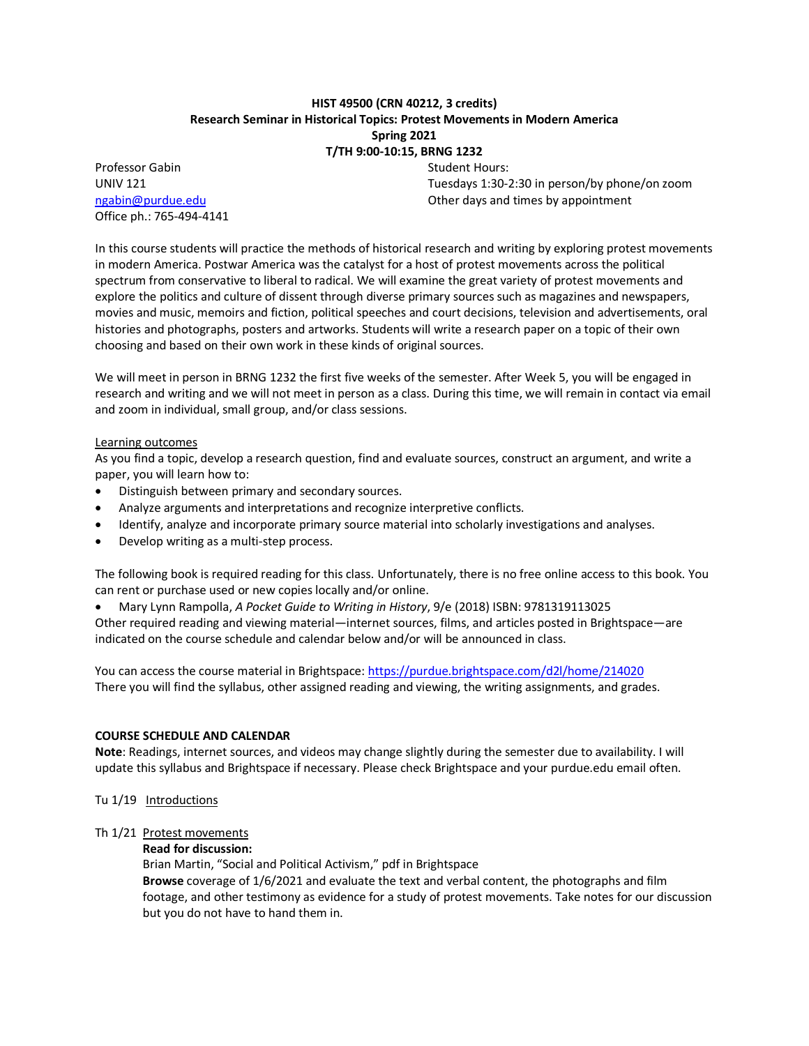**HIST 49500 (CRN 40212, 3 credits)**
**Research Seminar in Historical Topics: Protest Movements in Modern America**
**Spring 2021**
**T/TH 9:00-10:15, BRNG 1232**

Professor Gabin
UNIV 121
ngabin@purdue.edu
Office ph.: 765-494-4141

Student Hours:
Tuesdays 1:30-2:30 in person/by phone/on zoom
Other days and times by appointment

In this course students will practice the methods of historical research and writing by exploring protest movements in modern America. Postwar America was the catalyst for a host of protest movements across the political spectrum from conservative to liberal to radical. We will examine the great variety of protest movements and explore the politics and culture of dissent through diverse primary sources such as magazines and newspapers, movies and music, memoirs and fiction, political speeches and court decisions, television and advertisements, oral histories and photographs, posters and artworks. Students will write a research paper on a topic of their own choosing and based on their own work in these kinds of original sources.

We will meet in person in BRNG 1232 the first five weeks of the semester. After Week 5, you will be engaged in research and writing and we will not meet in person as a class. During this time, we will remain in contact via email and zoom in individual, small group, and/or class sessions.

Learning outcomes

As you find a topic, develop a research question, find and evaluate sources, construct an argument, and write a paper, you will learn how to:

- Distinguish between primary and secondary sources.
- Analyze arguments and interpretations and recognize interpretive conflicts.
- Identify, analyze and incorporate primary source material into scholarly investigations and analyses.
- Develop writing as a multi-step process.

The following book is required reading for this class. Unfortunately, there is no free online access to this book. You can rent or purchase used or new copies locally and/or online.

- Mary Lynn Rampolla, *A Pocket Guide to Writing in History*, 9/e (2018) ISBN: 9781319113025

Other required reading and viewing material—internet sources, films, and articles posted in Brightspace—are indicated on the course schedule and calendar below and/or will be announced in class.

You can access the course material in Brightspace: https://purdue.brightspace.com/d2l/home/214020
There you will find the syllabus, other assigned reading and viewing, the writing assignments, and grades.

**COURSE SCHEDULE AND CALENDAR**

**Note**: Readings, internet sources, and videos may change slightly during the semester due to availability. I will update this syllabus and Brightspace if necessary. Please check Brightspace and your purdue.edu email often.

Tu 1/19 Introductions

Th 1/21 Protest movements

**Read for discussion:**
Brian Martin, "Social and Political Activism," pdf in Brightspace
**Browse** coverage of 1/6/2021 and evaluate the text and verbal content, the photographs and film footage, and other testimony as evidence for a study of protest movements. Take notes for our discussion but you do not have to hand them in.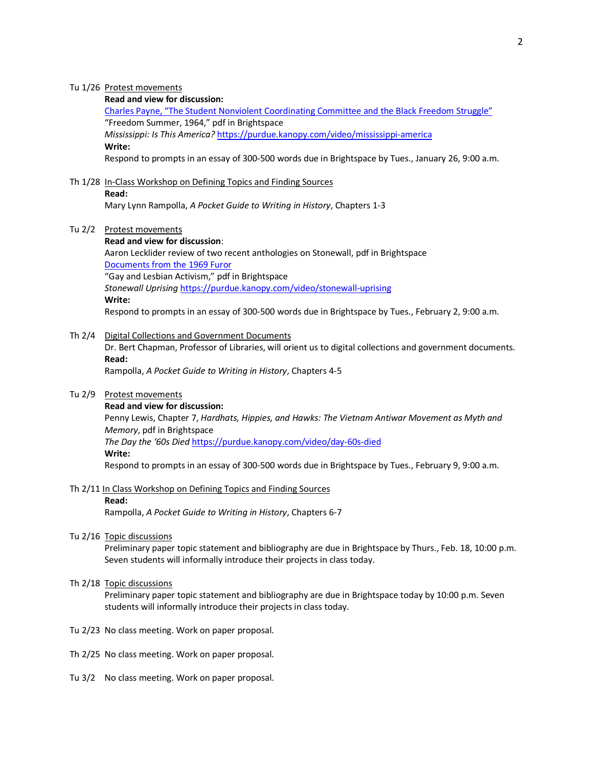Tu 1/26 Protest movements

**Read and view for discussion:**

[Charles Payne, "The Student Nonviolent Coordinating Committee and the Black Freedom Struggle"]()

"Freedom Summer, 1964," pdf in Brightspace

*Mississippi: Is This America?* https://purdue.kanopy.com/video/mississippi-america

**Write:**

Respond to prompts in an essay of 300-500 words due in Brightspace by Tues., January 26, 9:00 a.m.

Th 1/28 In-Class Workshop on Defining Topics and Finding Sources

**Read:**

Mary Lynn Rampolla, *A Pocket Guide to Writing in History*, Chapters 1-3

Tu 2/2 Protest movements

**Read and view for discussion**:

Aaron Lecklider review of two recent anthologies on Stonewall, pdf in Brightspace

[Documents from the 1969 Furor]()

"Gay and Lesbian Activism," pdf in Brightspace

*Stonewall Uprising* https://purdue.kanopy.com/video/stonewall-uprising

**Write:**

Respond to prompts in an essay of 300-500 words due in Brightspace by Tues., February 2, 9:00 a.m.

Th 2/4 Digital Collections and Government Documents

Dr. Bert Chapman, Professor of Libraries, will orient us to digital collections and government documents.

**Read:**

Rampolla, *A Pocket Guide to Writing in History*, Chapters 4-5

Tu 2/9 Protest movements

**Read and view for discussion:**

Penny Lewis, Chapter 7, *Hardhats, Hippies, and Hawks: The Vietnam Antiwar Movement as Myth and Memory*, pdf in Brightspace

*The Day the '60s Died* https://purdue.kanopy.com/video/day-60s-died

**Write:**

Respond to prompts in an essay of 300-500 words due in Brightspace by Tues., February 9, 9:00 a.m.

Th 2/11 In Class Workshop on Defining Topics and Finding Sources

**Read:**

Rampolla, *A Pocket Guide to Writing in History*, Chapters 6-7

Tu 2/16 Topic discussions

Preliminary paper topic statement and bibliography are due in Brightspace by Thurs., Feb. 18, 10:00 p.m. Seven students will informally introduce their projects in class today.

Th 2/18 Topic discussions

Preliminary paper topic statement and bibliography are due in Brightspace today by 10:00 p.m. Seven students will informally introduce their projects in class today.

Tu 2/23 No class meeting. Work on paper proposal.

Th 2/25 No class meeting. Work on paper proposal.

Tu 3/2 No class meeting. Work on paper proposal.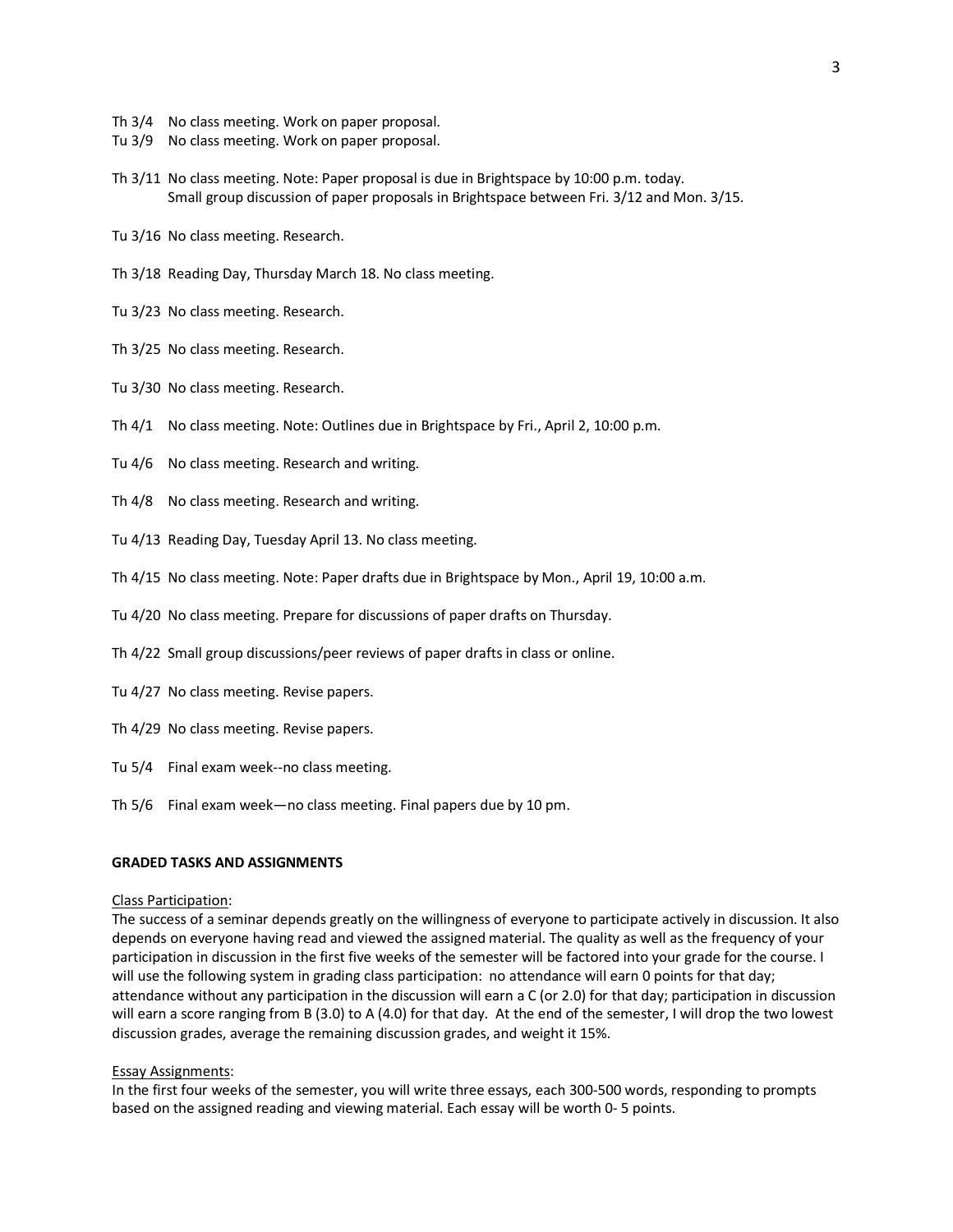Th 3/4 No class meeting. Work on paper proposal.

Tu 3/9 No class meeting. Work on paper proposal.

Th 3/11 No class meeting. Note: Paper proposal is due in Brightspace by 10:00 p.m. today.
Small group discussion of paper proposals in Brightspace between Fri. 3/12 and Mon. 3/15.

Tu 3/16 No class meeting. Research.

Th 3/18 Reading Day, Thursday March 18. No class meeting.

Tu 3/23 No class meeting. Research.

Th 3/25 No class meeting. Research.

Tu 3/30 No class meeting. Research.

Th 4/1 No class meeting. Note: Outlines due in Brightspace by Fri., April 2, 10:00 p.m.

Tu 4/6 No class meeting. Research and writing.

Th 4/8 No class meeting. Research and writing.

Tu 4/13 Reading Day, Tuesday April 13. No class meeting.

Th 4/15 No class meeting. Note: Paper drafts due in Brightspace by Mon., April 19, 10:00 a.m.

Tu 4/20 No class meeting. Prepare for discussions of paper drafts on Thursday.

Th 4/22 Small group discussions/peer reviews of paper drafts in class or online.

Tu 4/27 No class meeting. Revise papers.

Th 4/29 No class meeting. Revise papers.

Tu 5/4 Final exam week--no class meeting.

Th 5/6 Final exam week—no class meeting. Final papers due by 10 pm.

**GRADED TASKS AND ASSIGNMENTS**

Class Participation:
The success of a seminar depends greatly on the willingness of everyone to participate actively in discussion. It also depends on everyone having read and viewed the assigned material. The quality as well as the frequency of your participation in discussion in the first five weeks of the semester will be factored into your grade for the course. I will use the following system in grading class participation: no attendance will earn 0 points for that day; attendance without any participation in the discussion will earn a C (or 2.0) for that day; participation in discussion will earn a score ranging from B (3.0) to A (4.0) for that day. At the end of the semester, I will drop the two lowest discussion grades, average the remaining discussion grades, and weight it 15%.

Essay Assignments:
In the first four weeks of the semester, you will write three essays, each 300-500 words, responding to prompts based on the assigned reading and viewing material. Each essay will be worth 0- 5 points.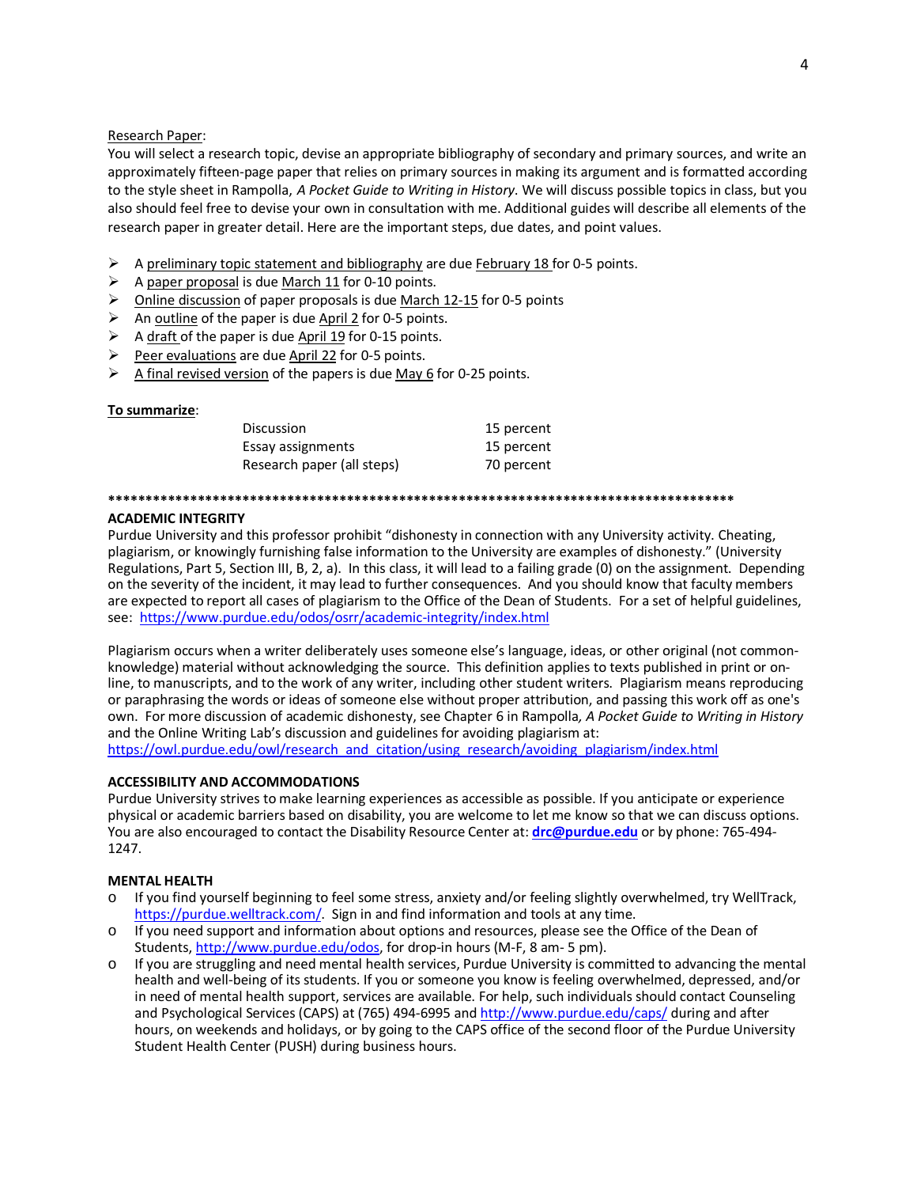<u>Research Paper</u>:

You will select a research topic, devise an appropriate bibliography of secondary and primary sources, and write an approximately fifteen-page paper that relies on primary sources in making its argument and is formatted according to the style sheet in Rampolla, *A Pocket Guide to Writing in History*. We will discuss possible topics in class, but you also should feel free to devise your own in consultation with me. Additional guides will describe all elements of the research paper in greater detail. Here are the important steps, due dates, and point values.

- A <u>preliminary topic statement and bibliography</u> are due <u>February 18</u> for 0-5 points.
- A <u>paper proposal</u> is due <u>March 11</u> for 0-10 points.
- <u>Online discussion</u> of paper proposals is due <u>March 12-15</u> for 0-5 points
- An <u>outline</u> of the paper is due <u>April 2</u> for 0-5 points.
- A <u>draft</u> of the paper is due <u>April 19</u> for 0-15 points.
- <u>Peer evaluations</u> are due <u>April 22</u> for 0-5 points.
- <u>A final revised version</u> of the papers is due <u>May 6</u> for 0-25 points.

**<u>To summarize</u>**:

| | |
|---|---|
| Discussion | 15 percent |
| Essay assignments | 15 percent |
| Research paper (all steps) | 70 percent |

**************************************************************************************

**ACADEMIC INTEGRITY**

Purdue University and this professor prohibit "dishonesty in connection with any University activity. Cheating, plagiarism, or knowingly furnishing false information to the University are examples of dishonesty." (University Regulations, Part 5, Section III, B, 2, a). In this class, it will lead to a failing grade (0) on the assignment. Depending on the severity of the incident, it may lead to further consequences. And you should know that faculty members are expected to report all cases of plagiarism to the Office of the Dean of Students. For a set of helpful guidelines, see: https://www.purdue.edu/odos/osrr/academic-integrity/index.html

Plagiarism occurs when a writer deliberately uses someone else's language, ideas, or other original (not common-knowledge) material without acknowledging the source. This definition applies to texts published in print or on-line, to manuscripts, and to the work of any writer, including other student writers. Plagiarism means reproducing or paraphrasing the words or ideas of someone else without proper attribution, and passing this work off as one's own. For more discussion of academic dishonesty, see Chapter 6 in Rampolla, *A Pocket Guide to Writing in History* and the Online Writing Lab's discussion and guidelines for avoiding plagiarism at: https://owl.purdue.edu/owl/research_and_citation/using_research/avoiding_plagiarism/index.html

**ACCESSIBILITY AND ACCOMMODATIONS**

Purdue University strives to make learning experiences as accessible as possible. If you anticipate or experience physical or academic barriers based on disability, you are welcome to let me know so that we can discuss options. You are also encouraged to contact the Disability Resource Center at: **drc@purdue.edu** or by phone: 765-494-1247.

**MENTAL HEALTH**

- If you find yourself beginning to feel some stress, anxiety and/or feeling slightly overwhelmed, try WellTrack, https://purdue.welltrack.com/. Sign in and find information and tools at any time.
- If you need support and information about options and resources, please see the Office of the Dean of Students, http://www.purdue.edu/odos, for drop-in hours (M-F, 8 am- 5 pm).
- If you are struggling and need mental health services, Purdue University is committed to advancing the mental health and well-being of its students. If you or someone you know is feeling overwhelmed, depressed, and/or in need of mental health support, services are available. For help, such individuals should contact Counseling and Psychological Services (CAPS) at (765) 494-6995 and http://www.purdue.edu/caps/ during and after hours, on weekends and holidays, or by going to the CAPS office of the second floor of the Purdue University Student Health Center (PUSH) during business hours.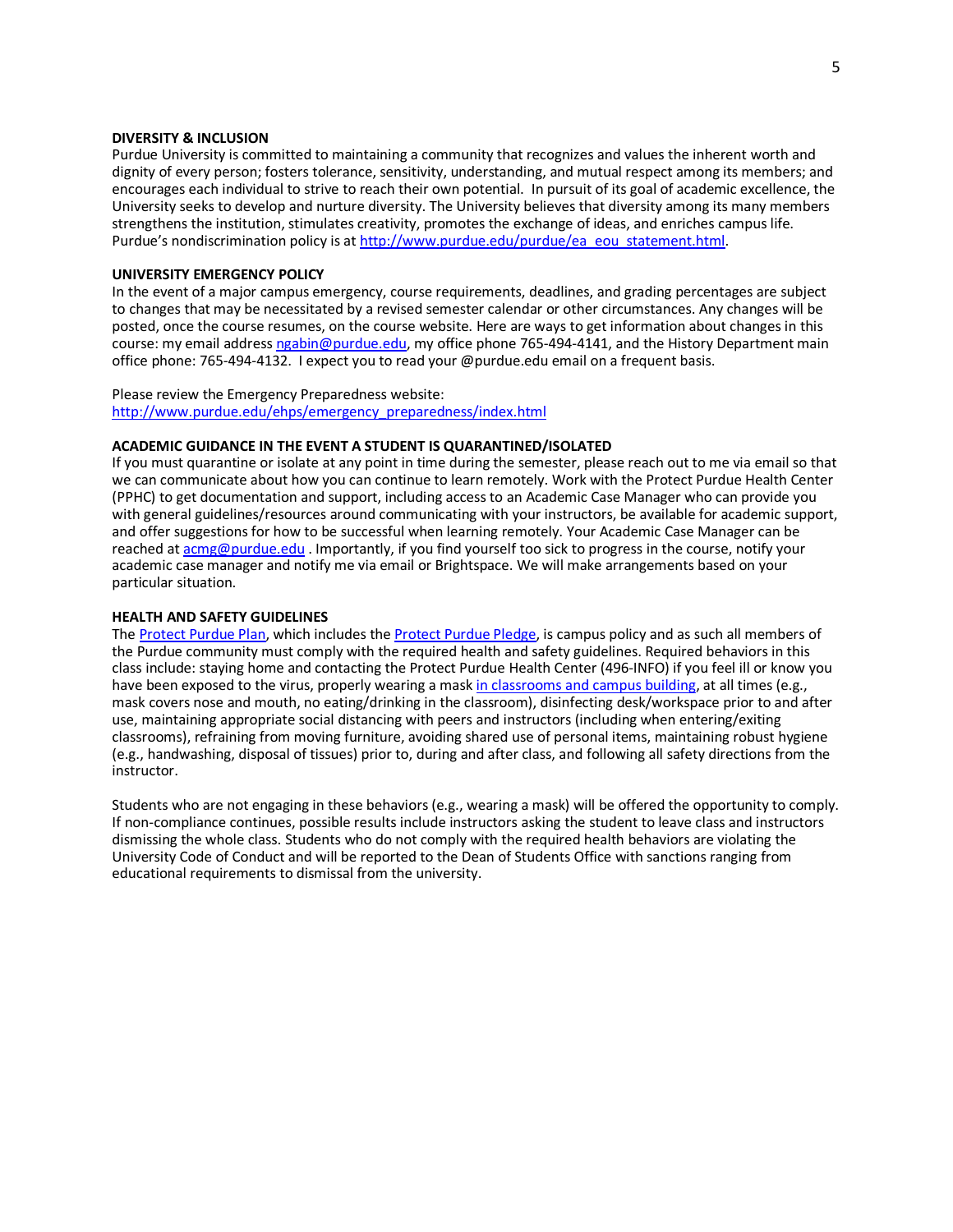**DIVERSITY & INCLUSION**

Purdue University is committed to maintaining a community that recognizes and values the inherent worth and dignity of every person; fosters tolerance, sensitivity, understanding, and mutual respect among its members; and encourages each individual to strive to reach their own potential. In pursuit of its goal of academic excellence, the University seeks to develop and nurture diversity. The University believes that diversity among its many members strengthens the institution, stimulates creativity, promotes the exchange of ideas, and enriches campus life. Purdue's nondiscrimination policy is at [http://www.purdue.edu/purdue/ea_eou_statement.html](http://www.purdue.edu/purdue/ea_eou_statement.html).

**UNIVERSITY EMERGENCY POLICY**

In the event of a major campus emergency, course requirements, deadlines, and grading percentages are subject to changes that may be necessitated by a revised semester calendar or other circumstances. Any changes will be posted, once the course resumes, on the course website. Here are ways to get information about changes in this course: my email address [ngabin@purdue.edu](mailto:ngabin@purdue.edu), my office phone 765-494-4141, and the History Department main office phone: 765-494-4132. I expect you to read your @purdue.edu email on a frequent basis.

Please review the Emergency Preparedness website:
[http://www.purdue.edu/ehps/emergency_preparedness/index.html](http://www.purdue.edu/ehps/emergency_preparedness/index.html)

**ACADEMIC GUIDANCE IN THE EVENT A STUDENT IS QUARANTINED/ISOLATED**

If you must quarantine or isolate at any point in time during the semester, please reach out to me via email so that we can communicate about how you can continue to learn remotely. Work with the Protect Purdue Health Center (PPHC) to get documentation and support, including access to an Academic Case Manager who can provide you with general guidelines/resources around communicating with your instructors, be available for academic support, and offer suggestions for how to be successful when learning remotely. Your Academic Case Manager can be reached at [acmg@purdue.edu](mailto:acmg@purdue.edu) . Importantly, if you find yourself too sick to progress in the course, notify your academic case manager and notify me via email or Brightspace. We will make arrangements based on your particular situation.

**HEALTH AND SAFETY GUIDELINES**

The Protect Purdue Plan, which includes the Protect Purdue Pledge, is campus policy and as such all members of the Purdue community must comply with the required health and safety guidelines. Required behaviors in this class include: staying home and contacting the Protect Purdue Health Center (496-INFO) if you feel ill or know you have been exposed to the virus, properly wearing a mask in classrooms and campus building, at all times (e.g., mask covers nose and mouth, no eating/drinking in the classroom), disinfecting desk/workspace prior to and after use, maintaining appropriate social distancing with peers and instructors (including when entering/exiting classrooms), refraining from moving furniture, avoiding shared use of personal items, maintaining robust hygiene (e.g., handwashing, disposal of tissues) prior to, during and after class, and following all safety directions from the instructor.

Students who are not engaging in these behaviors (e.g., wearing a mask) will be offered the opportunity to comply. If non-compliance continues, possible results include instructors asking the student to leave class and instructors dismissing the whole class. Students who do not comply with the required health behaviors are violating the University Code of Conduct and will be reported to the Dean of Students Office with sanctions ranging from educational requirements to dismissal from the university.